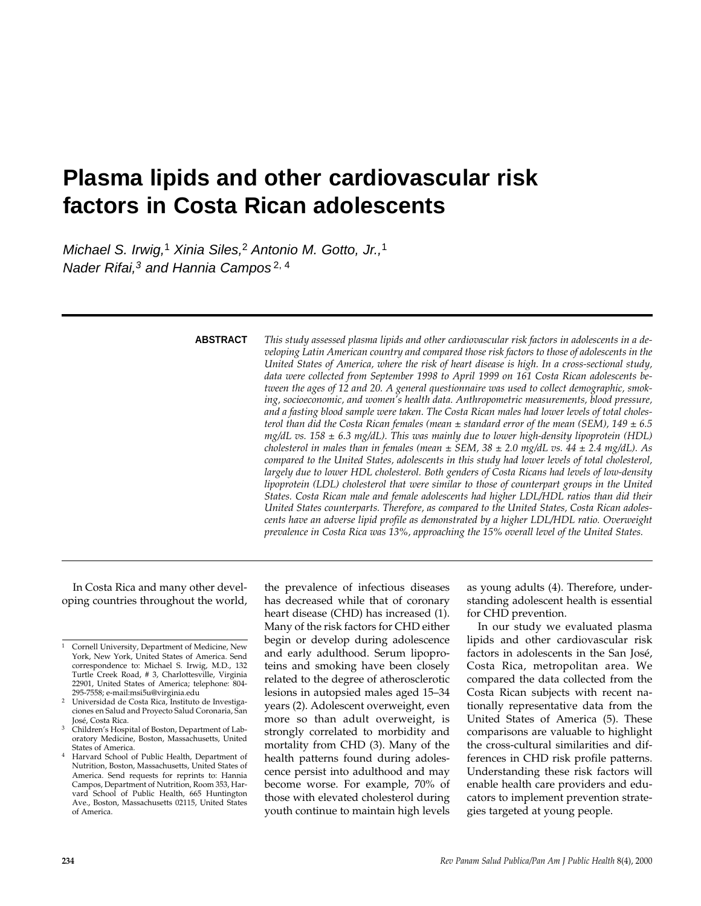# Plasma lipids and other cardiovascular risk factors in Costa Rican adolescents

*Michael S. Irwig,[1] Xinia Siles,[2] Antonio M. Gotto, Jr.,[1] Nader Rifai,[3] and Hannia Campos[2, 4]*

---

**ABSTRACT** *This study assessed plasma lipids and other cardiovascular risk factors in adolescents in a developing Latin American country and compared those risk factors to those of adolescents in the United States of America, where the risk of heart disease is high. In a cross-sectional study, data were collected from September 1998 to April 1999 on 161 Costa Rican adolescents between the ages of 12 and 20. A general questionnaire was used to collect demographic, smoking, socioeconomic, and women's health data. Anthropometric measurements, blood pressure, and a fasting blood sample were taken. The Costa Rican males had lower levels of total cholesterol than did the Costa Rican females (mean ± standard error of the mean (SEM), 149 ± 6.5 mg/dL vs. 158 ± 6.3 mg/dL). This was mainly due to lower high-density lipoprotein (HDL) cholesterol in males than in females (mean ± SEM, 38 ± 2.0 mg/dL vs. 44 ± 2.4 mg/dL). As compared to the United States, adolescents in this study had lower levels of total cholesterol, largely due to lower HDL cholesterol. Both genders of Costa Ricans had levels of low-density lipoprotein (LDL) cholesterol that were similar to those of counterpart groups in the United States. Costa Rican male and female adolescents had higher LDL/HDL ratios than did their United States counterparts. Therefore, as compared to the United States, Costa Rican adolescents have an adverse lipid profile as demonstrated by a higher LDL/HDL ratio. Overweight prevalence in Costa Rica was 13%, approaching the 15% overall level of the United States.*

---

In Costa Rica and many other developing countries throughout the world, the prevalence of infectious diseases has decreased while that of coronary heart disease (CHD) has increased (1). Many of the risk factors for CHD either begin or develop during adolescence and early adulthood. Serum lipoproteins and smoking have been closely related to the degree of atherosclerotic lesions in autopsied males aged 15–34 years (2). Adolescent overweight, even more so than adult overweight, is strongly correlated to morbidity and mortality from CHD (3). Many of the health patterns found during adolescence persist into adulthood and may become worse. For example, 70% of those with elevated cholesterol during youth continue to maintain high levels as young adults (4). Therefore, understanding adolescent health is essential for CHD prevention.

In our study we evaluated plasma lipids and other cardiovascular risk factors in adolescents in the San José, Costa Rica, metropolitan area. We compared the data collected from the Costa Rican subjects with recent nationally representative data from the United States of America (5). These comparisons are valuable to highlight the cross-cultural similarities and differences in CHD risk profile patterns. Understanding these risk factors will enable health care providers and educators to implement prevention strategies targeted at young people.

---

[1] Cornell University, Department of Medicine, New York, New York, United States of America. Send correspondence to: Michael S. Irwig, M.D., 132 Turtle Creek Road, # 3, Charlottesville, Virginia 22901, United States of America; telephone: 804-295-7558; e-mail:msi5u@virginia.edu

[2] Universidad de Costa Rica, Instituto de Investigaciones en Salud and Proyecto Salud Coronaria, San José, Costa Rica.

[3] Children's Hospital of Boston, Department of Laboratory Medicine, Boston, Massachusetts, United States of America.

[4] Harvard School of Public Health, Department of Nutrition, Boston, Massachusetts, United States of America. Send requests for reprints to: Hannia Campos, Department of Nutrition, Room 353, Harvard School of Public Health, 665 Huntington Ave., Boston, Massachusetts 02115, United States of America.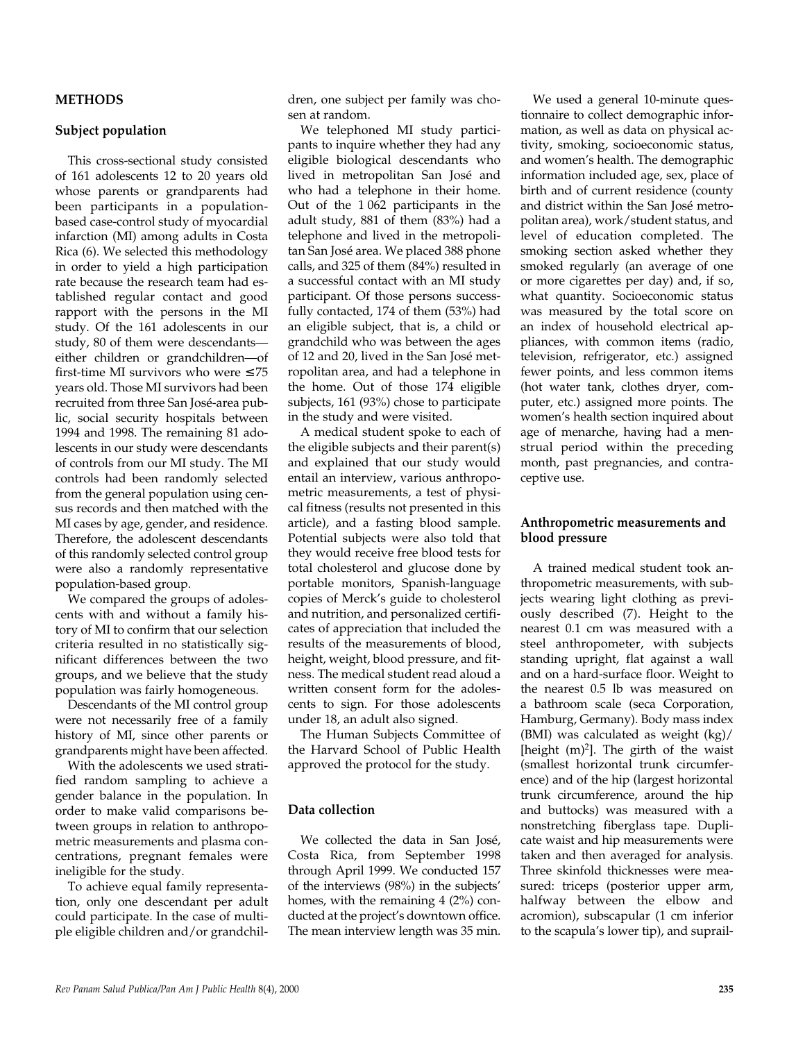## METHODS

### Subject population

This cross-sectional study consisted of 161 adolescents 12 to 20 years old whose parents or grandparents had been participants in a population-based case-control study of myocardial infarction (MI) among adults in Costa Rica (6). We selected this methodology in order to yield a high participation rate because the research team had established regular contact and good rapport with the persons in the MI study. Of the 161 adolescents in our study, 80 of them were descendants—either children or grandchildren—of first-time MI survivors who were ≤75 years old. Those MI survivors had been recruited from three San José-area public, social security hospitals between 1994 and 1998. The remaining 81 adolescents in our study were descendants of controls from our MI study. The MI controls had been randomly selected from the general population using census records and then matched with the MI cases by age, gender, and residence. Therefore, the adolescent descendants of this randomly selected control group were also a randomly representative population-based group.

We compared the groups of adolescents with and without a family history of MI to confirm that our selection criteria resulted in no statistically significant differences between the two groups, and we believe that the study population was fairly homogeneous.

Descendants of the MI control group were not necessarily free of a family history of MI, since other parents or grandparents might have been affected.

With the adolescents we used stratified random sampling to achieve a gender balance in the population. In order to make valid comparisons between groups in relation to anthropometric measurements and plasma concentrations, pregnant females were ineligible for the study.

To achieve equal family representation, only one descendant per adult could participate. In the case of multiple eligible children and/or grandchildren, one subject per family was chosen at random.

We telephoned MI study participants to inquire whether they had any eligible biological descendants who lived in metropolitan San José and who had a telephone in their home. Out of the 1 062 participants in the adult study, 881 of them (83%) had a telephone and lived in the metropolitan San José area. We placed 388 phone calls, and 325 of them (84%) resulted in a successful contact with an MI study participant. Of those persons successfully contacted, 174 of them (53%) had an eligible subject, that is, a child or grandchild who was between the ages of 12 and 20, lived in the San José metropolitan area, and had a telephone in the home. Out of those 174 eligible subjects, 161 (93%) chose to participate in the study and were visited.

A medical student spoke to each of the eligible subjects and their parent(s) and explained that our study would entail an interview, various anthropometric measurements, a test of physical fitness (results not presented in this article), and a fasting blood sample. Potential subjects were also told that they would receive free blood tests for total cholesterol and glucose done by portable monitors, Spanish-language copies of Merck's guide to cholesterol and nutrition, and personalized certificates of appreciation that included the results of the measurements of blood, height, weight, blood pressure, and fitness. The medical student read aloud a written consent form for the adolescents to sign. For those adolescents under 18, an adult also signed.

The Human Subjects Committee of the Harvard School of Public Health approved the protocol for the study.

### Data collection

We collected the data in San José, Costa Rica, from September 1998 through April 1999. We conducted 157 of the interviews (98%) in the subjects' homes, with the remaining 4 (2%) conducted at the project's downtown office. The mean interview length was 35 min.

We used a general 10-minute questionnaire to collect demographic information, as well as data on physical activity, smoking, socioeconomic status, and women's health. The demographic information included age, sex, place of birth and of current residence (county and district within the San José metropolitan area), work/student status, and level of education completed. The smoking section asked whether they smoked regularly (an average of one or more cigarettes per day) and, if so, what quantity. Socioeconomic status was measured by the total score on an index of household electrical appliances, with common items (radio, television, refrigerator, etc.) assigned fewer points, and less common items (hot water tank, clothes dryer, computer, etc.) assigned more points. The women's health section inquired about age of menarche, having had a menstrual period within the preceding month, past pregnancies, and contraceptive use.

### Anthropometric measurements and blood pressure

A trained medical student took anthropometric measurements, with subjects wearing light clothing as previously described (7). Height to the nearest 0.1 cm was measured with a steel anthropometer, with subjects standing upright, flat against a wall and on a hard-surface floor. Weight to the nearest 0.5 lb was measured on a bathroom scale (seca Corporation, Hamburg, Germany). Body mass index (BMI) was calculated as weight (kg)/[height (m)$^2$]. The girth of the waist (smallest horizontal trunk circumference) and of the hip (largest horizontal trunk circumference, around the hip and buttocks) was measured with a nonstretching fiberglass tape. Duplicate waist and hip measurements were taken and then averaged for analysis. Three skinfold thicknesses were measured: triceps (posterior upper arm, halfway between the elbow and acromion), subscapular (1 cm inferior to the scapula's lower tip), and suprail-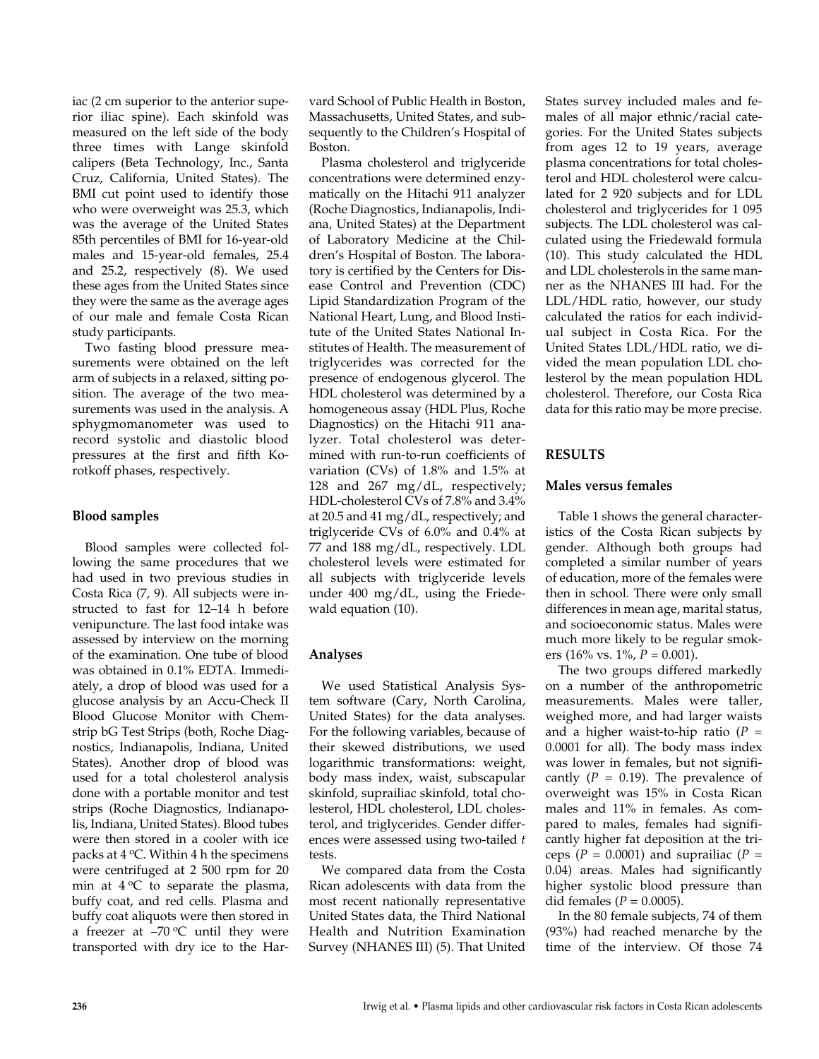iac (2 cm superior to the anterior superior iliac spine). Each skinfold was measured on the left side of the body three times with Lange skinfold calipers (Beta Technology, Inc., Santa Cruz, California, United States). The BMI cut point used to identify those who were overweight was 25.3, which was the average of the United States 85th percentiles of BMI for 16-year-old males and 15-year-old females, 25.4 and 25.2, respectively (8). We used these ages from the United States since they were the same as the average ages of our male and female Costa Rican study participants.

Two fasting blood pressure measurements were obtained on the left arm of subjects in a relaxed, sitting position. The average of the two measurements was used in the analysis. A sphygmomanometer was used to record systolic and diastolic blood pressures at the first and fifth Korotkoff phases, respectively.

### Blood samples

Blood samples were collected following the same procedures that we had used in two previous studies in Costa Rica (7, 9). All subjects were instructed to fast for 12–14 h before venipuncture. The last food intake was assessed by interview on the morning of the examination. One tube of blood was obtained in 0.1% EDTA. Immediately, a drop of blood was used for a glucose analysis by an Accu-Check II Blood Glucose Monitor with Chemstrip bG Test Strips (both, Roche Diagnostics, Indianapolis, Indiana, United States). Another drop of blood was used for a total cholesterol analysis done with a portable monitor and test strips (Roche Diagnostics, Indianapolis, Indiana, United States). Blood tubes were then stored in a cooler with ice packs at 4 ºC. Within 4 h the specimens were centrifuged at 2 500 rpm for 20 min at 4 ºC to separate the plasma, buffy coat, and red cells. Plasma and buffy coat aliquots were then stored in a freezer at –70 ºC until they were transported with dry ice to the Harvard School of Public Health in Boston, Massachusetts, United States, and subsequently to the Children's Hospital of Boston.

Plasma cholesterol and triglyceride concentrations were determined enzymatically on the Hitachi 911 analyzer (Roche Diagnostics, Indianapolis, Indiana, United States) at the Department of Laboratory Medicine at the Children's Hospital of Boston. The laboratory is certified by the Centers for Disease Control and Prevention (CDC) Lipid Standardization Program of the National Heart, Lung, and Blood Institute of the United States National Institutes of Health. The measurement of triglycerides was corrected for the presence of endogenous glycerol. The HDL cholesterol was determined by a homogeneous assay (HDL Plus, Roche Diagnostics) on the Hitachi 911 analyzer. Total cholesterol was determined with run-to-run coefficients of variation (CVs) of 1.8% and 1.5% at 128 and 267 mg/dL, respectively; HDL-cholesterol CVs of 7.8% and 3.4% at 20.5 and 41 mg/dL, respectively; and triglyceride CVs of 6.0% and 0.4% at 77 and 188 mg/dL, respectively. LDL cholesterol levels were estimated for all subjects with triglyceride levels under 400 mg/dL, using the Friedewald equation (10).

### Analyses

We used Statistical Analysis System software (Cary, North Carolina, United States) for the data analyses. For the following variables, because of their skewed distributions, we used logarithmic transformations: weight, body mass index, waist, subscapular skinfold, suprailiac skinfold, total cholesterol, HDL cholesterol, LDL cholesterol, and triglycerides. Gender differences were assessed using two-tailed *t* tests.

We compared data from the Costa Rican adolescents with data from the most recent nationally representative United States data, the Third National Health and Nutrition Examination Survey (NHANES III) (5). That United States survey included males and females of all major ethnic/racial categories. For the United States subjects from ages 12 to 19 years, average plasma concentrations for total cholesterol and HDL cholesterol were calculated for 2 920 subjects and for LDL cholesterol and triglycerides for 1 095 subjects. The LDL cholesterol was calculated using the Friedewald formula (10). This study calculated the HDL and LDL cholesterols in the same manner as the NHANES III had. For the LDL/HDL ratio, however, our study calculated the ratios for each individual subject in Costa Rica. For the United States LDL/HDL ratio, we divided the mean population LDL cholesterol by the mean population HDL cholesterol. Therefore, our Costa Rica data for this ratio may be more precise.

## RESULTS

### Males versus females

Table 1 shows the general characteristics of the Costa Rican subjects by gender. Although both groups had completed a similar number of years of education, more of the females were then in school. There were only small differences in mean age, marital status, and socioeconomic status. Males were much more likely to be regular smokers (16% vs. 1%, $P = 0.001$).

The two groups differed markedly on a number of the anthropometric measurements. Males were taller, weighed more, and had larger waists and a higher waist-to-hip ratio ($P = 0.0001$ for all). The body mass index was lower in females, but not significantly ($P = 0.19$). The prevalence of overweight was 15% in Costa Rican males and 11% in females. As compared to males, females had significantly higher fat deposition at the triceps ($P = 0.0001$) and suprailiac ($P = 0.04$) areas. Males had significantly higher systolic blood pressure than did females ($P = 0.0005$).

In the 80 female subjects, 74 of them (93%) had reached menarche by the time of the interview. Of those 74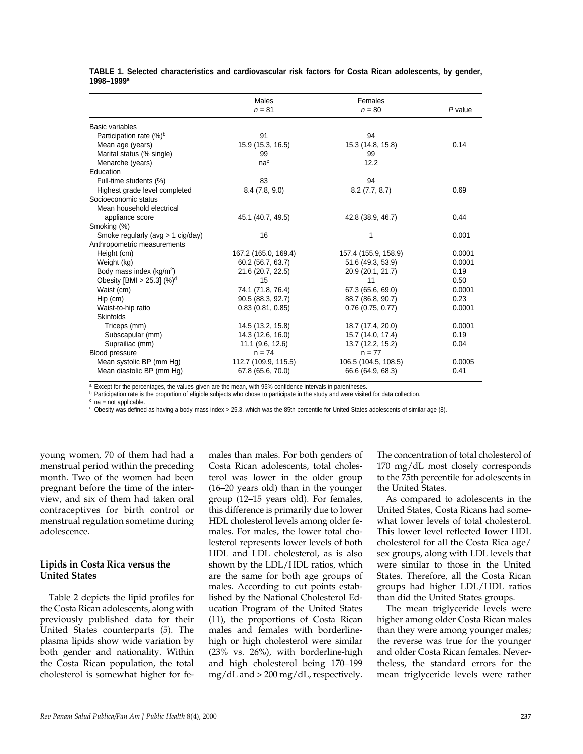**TABLE 1. Selected characteristics and cardiovascular risk factors for Costa Rican adolescents, by gender, 1998–1999[a]**

| | Males $n$ = 81 | Females $n$ = 80 | $P$ value |
|---|---|---|---|
| Basic variables | | | |
| Participation rate (%)[b] | 91 | 94 | |
| Mean age (years) | 15.9 (15.3, 16.5) | 15.3 (14.8, 15.8) | 0.14 |
| Marital status (% single) | 99 | 99 | |
| Menarche (years) | na[c] | 12.2 | |
| Education | | | |
| Full-time students (%) | 83 | 94 | |
| Highest grade level completed | 8.4 (7.8, 9.0) | 8.2 (7.7, 8.7) | 0.69 |
| Socioeconomic status | | | |
| Mean household electrical appliance score | 45.1 (40.7, 49.5) | 42.8 (38.9, 46.7) | 0.44 |
| Smoking (%) | | | |
| Smoke regularly (avg > 1 cig/day) | 16 | 1 | 0.001 |
| Anthropometric measurements | | | |
| Height (cm) | 167.2 (165.0, 169.4) | 157.4 (155.9, 158.9) | 0.0001 |
| Weight (kg) | 60.2 (56.7, 63.7) | 51.6 (49.3, 53.9) | 0.0001 |
| Body mass index (kg/m$^2$) | 21.6 (20.7, 22.5) | 20.9 (20.1, 21.7) | 0.19 |
| Obesity [BMI > 25.3] (%)[d] | 15 | 11 | 0.50 |
| Waist (cm) | 74.1 (71.8, 76.4) | 67.3 (65.6, 69.0) | 0.0001 |
| Hip (cm) | 90.5 (88.3, 92.7) | 88.7 (86.8, 90.7) | 0.23 |
| Waist-to-hip ratio | 0.83 (0.81, 0.85) | 0.76 (0.75, 0.77) | 0.0001 |
| Skinfolds | | | |
| Triceps (mm) | 14.5 (13.2, 15.8) | 18.7 (17.4, 20.0) | 0.0001 |
| Subscapular (mm) | 14.3 (12.6, 16.0) | 15.7 (14.0, 17.4) | 0.19 |
| Suprailiac (mm) | 11.1 (9.6, 12.6) | 13.7 (12.2, 15.2) | 0.04 |
| Blood pressure | n = 74 | n = 77 | |
| Mean systolic BP (mm Hg) | 112.7 (109.9, 115.5) | 106.5 (104.5, 108.5) | 0.0005 |
| Mean diastolic BP (mm Hg) | 67.8 (65.6, 70.0) | 66.6 (64.9, 68.3) | 0.41 |

[a] Except for the percentages, the values given are the mean, with 95% confidence intervals in parentheses.
[b] Participation rate is the proportion of eligible subjects who chose to participate in the study and were visited for data collection.
[c] na = not applicable.
[d] Obesity was defined as having a body mass index > 25.3, which was the 85th percentile for United States adolescents of similar age (8).

young women, 70 of them had had a menstrual period within the preceding month. Two of the women had been pregnant before the time of the interview, and six of them had taken oral contraceptives for birth control or menstrual regulation sometime during adolescence.

### Lipids in Costa Rica versus the United States

Table 2 depicts the lipid profiles for the Costa Rican adolescents, along with previously published data for their United States counterparts (5). The plasma lipids show wide variation by both gender and nationality. Within the Costa Rican population, the total cholesterol is somewhat higher for females than males. For both genders of Costa Rican adolescents, total cholesterol was lower in the older group (16–20 years old) than in the younger group (12–15 years old). For females, this difference is primarily due to lower HDL cholesterol levels among older females. For males, the lower total cholesterol represents lower levels of both HDL and LDL cholesterol, as is also shown by the LDL/HDL ratios, which are the same for both age groups of males. According to cut points established by the National Cholesterol Education Program of the United States (11), the proportions of Costa Rican males and females with borderline-high or high cholesterol were similar (23% vs. 26%), with borderline-high and high cholesterol being 170–199 mg/dL and > 200 mg/dL, respectively. The concentration of total cholesterol of 170 mg/dL most closely corresponds to the 75th percentile for adolescents in the United States.

As compared to adolescents in the United States, Costa Ricans had somewhat lower levels of total cholesterol. This lower level reflected lower HDL cholesterol for all the Costa Rica age/sex groups, along with LDL levels that were similar to those in the United States. Therefore, all the Costa Rican groups had higher LDL/HDL ratios than did the United States groups.

The mean triglyceride levels were higher among older Costa Rican males than they were among younger males; the reverse was true for the younger and older Costa Rican females. Nevertheless, the standard errors for the mean triglyceride levels were rather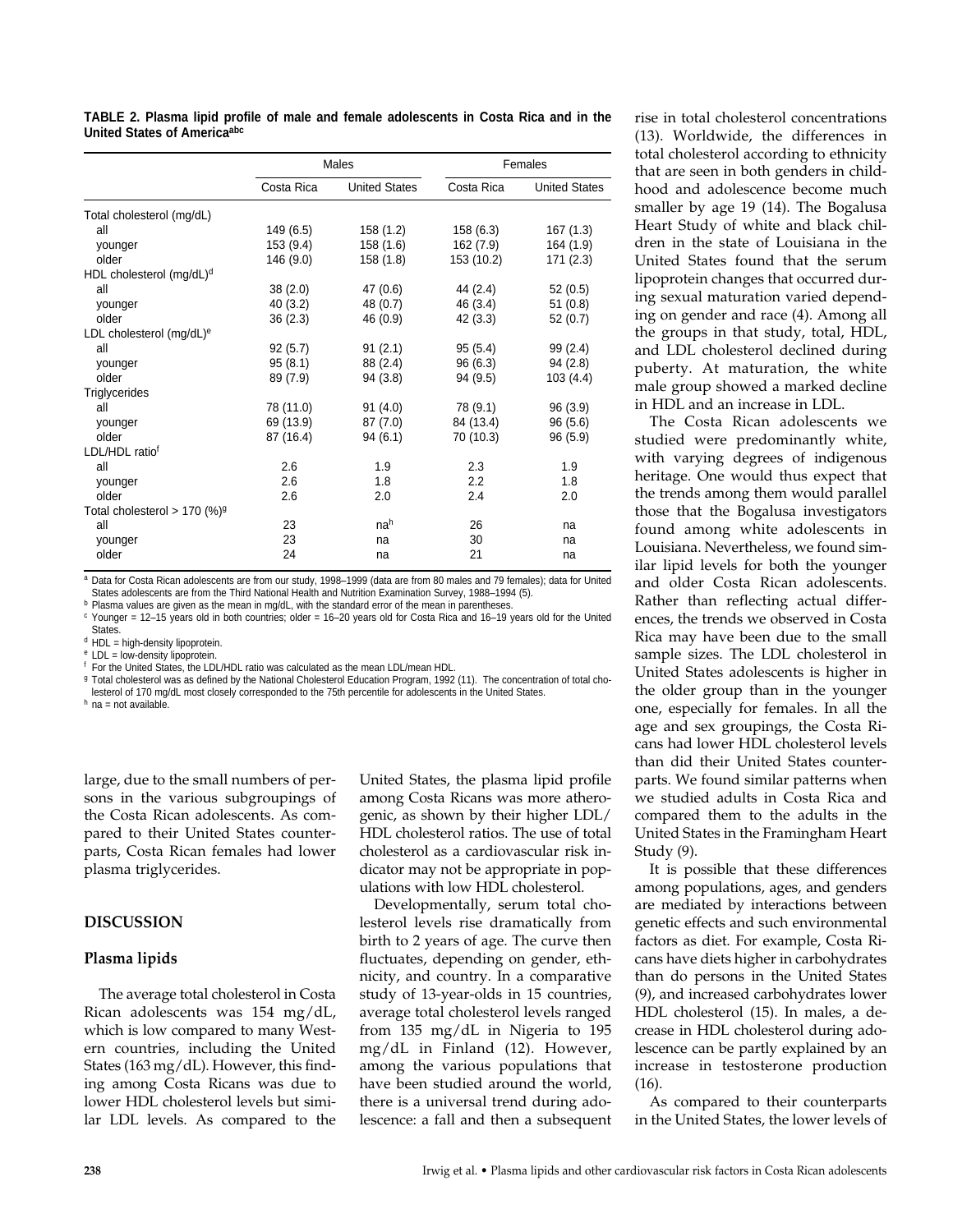**TABLE 2. Plasma lipid profile of male and female adolescents in Costa Rica and in the United States of America[abc]**

| | Males | | Females | |
|---|---|---|---|---|
| | Costa Rica | United States | Costa Rica | United States |
| Total cholesterol (mg/dL) | | | | |
| all | 149 (6.5) | 158 (1.2) | 158 (6.3) | 167 (1.3) |
| younger | 153 (9.4) | 158 (1.6) | 162 (7.9) | 164 (1.9) |
| older | 146 (9.0) | 158 (1.8) | 153 (10.2) | 171 (2.3) |
| HDL cholesterol (mg/dL)[d] | | | | |
| all | 38 (2.0) | 47 (0.6) | 44 (2.4) | 52 (0.5) |
| younger | 40 (3.2) | 48 (0.7) | 46 (3.4) | 51 (0.8) |
| older | 36 (2.3) | 46 (0.9) | 42 (3.3) | 52 (0.7) |
| LDL cholesterol (mg/dL)[e] | | | | |
| all | 92 (5.7) | 91 (2.1) | 95 (5.4) | 99 (2.4) |
| younger | 95 (8.1) | 88 (2.4) | 96 (6.3) | 94 (2.8) |
| older | 89 (7.9) | 94 (3.8) | 94 (9.5) | 103 (4.4) |
| Triglycerides | | | | |
| all | 78 (11.0) | 91 (4.0) | 78 (9.1) | 96 (3.9) |
| younger | 69 (13.9) | 87 (7.0) | 84 (13.4) | 96 (5.6) |
| older | 87 (16.4) | 94 (6.1) | 70 (10.3) | 96 (5.9) |
| LDL/HDL ratio[f] | | | | |
| all | 2.6 | 1.9 | 2.3 | 1.9 |
| younger | 2.6 | 1.8 | 2.2 | 1.8 |
| older | 2.6 | 2.0 | 2.4 | 2.0 |
| Total cholesterol > 170 (%)[g] | | | | |
| all | 23 | na[h] | 26 | na |
| younger | 23 | na | 30 | na |
| older | 24 | na | 21 | na |

[a] Data for Costa Rican adolescents are from our study, 1998–1999 (data are from 80 males and 79 females); data for United States adolescents are from the Third National Health and Nutrition Examination Survey, 1988–1994 (5).
[b] Plasma values are given as the mean in mg/dL, with the standard error of the mean in parentheses.
[c] Younger = 12–15 years old in both countries; older = 16–20 years old for Costa Rica and 16–19 years old for the United States.
[d] HDL = high-density lipoprotein.
[e] LDL = low-density lipoprotein.
[f] For the United States, the LDL/HDL ratio was calculated as the mean LDL/mean HDL.
[g] Total cholesterol was as defined by the National Cholesterol Education Program, 1992 (11). The concentration of total cholesterol of 170 mg/dL most closely corresponded to the 75th percentile for adolescents in the United States.
[h] na = not available.

large, due to the small numbers of persons in the various subgroupings of the Costa Rican adolescents. As compared to their United States counterparts, Costa Rican females had lower plasma triglycerides.

## DISCUSSION

### Plasma lipids

The average total cholesterol in Costa Rican adolescents was 154 mg/dL, which is low compared to many Western countries, including the United States (163 mg/dL). However, this finding among Costa Ricans was due to lower HDL cholesterol levels but similar LDL levels. As compared to the United States, the plasma lipid profile among Costa Ricans was more atherogenic, as shown by their higher LDL/HDL cholesterol ratios. The use of total cholesterol as a cardiovascular risk indicator may not be appropriate in populations with low HDL cholesterol.

Developmentally, serum total cholesterol levels rise dramatically from birth to 2 years of age. The curve then fluctuates, depending on gender, ethnicity, and country. In a comparative study of 13-year-olds in 15 countries, average total cholesterol levels ranged from 135 mg/dL in Nigeria to 195 mg/dL in Finland (12). However, among the various populations that have been studied around the world, there is a universal trend during adolescence: a fall and then a subsequent rise in total cholesterol concentrations (13). Worldwide, the differences in total cholesterol according to ethnicity that are seen in both genders in childhood and adolescence become much smaller by age 19 (14). The Bogalusa Heart Study of white and black children in the state of Louisiana in the United States found that the serum lipoprotein changes that occurred during sexual maturation varied depending on gender and race (4). Among all the groups in that study, total, HDL, and LDL cholesterol declined during puberty. At maturation, the white male group showed a marked decline in HDL and an increase in LDL.

The Costa Rican adolescents we studied were predominantly white, with varying degrees of indigenous heritage. One would thus expect that the trends among them would parallel those that the Bogalusa investigators found among white adolescents in Louisiana. Nevertheless, we found similar lipid levels for both the younger and older Costa Rican adolescents. Rather than reflecting actual differences, the trends we observed in Costa Rica may have been due to the small sample sizes. The LDL cholesterol in United States adolescents is higher in the older group than in the younger one, especially for females. In all the age and sex groupings, the Costa Ricans had lower HDL cholesterol levels than did their United States counterparts. We found similar patterns when we studied adults in Costa Rica and compared them to the adults in the United States in the Framingham Heart Study (9).

It is possible that these differences among populations, ages, and genders are mediated by interactions between genetic effects and such environmental factors as diet. For example, Costa Ricans have diets higher in carbohydrates than do persons in the United States (9), and increased carbohydrates lower HDL cholesterol (15). In males, a decrease in HDL cholesterol during adolescence can be partly explained by an increase in testosterone production (16).

As compared to their counterparts in the United States, the lower levels of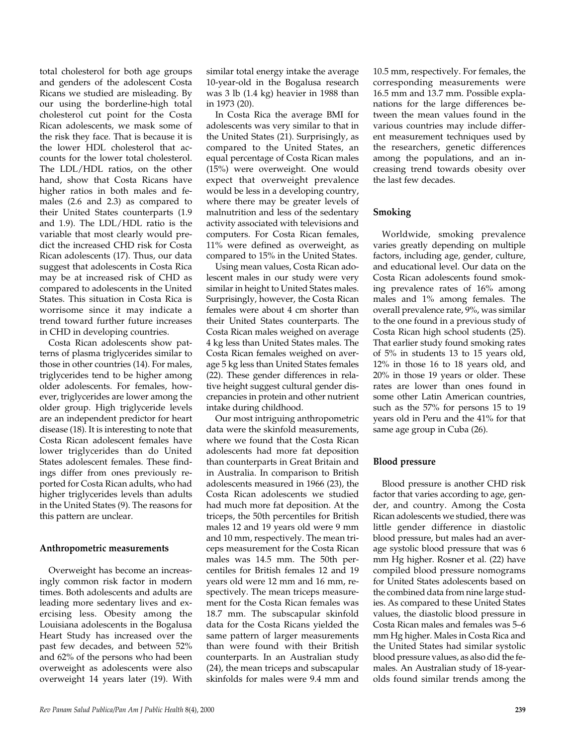total cholesterol for both age groups and genders of the adolescent Costa Ricans we studied are misleading. By our using the borderline-high total cholesterol cut point for the Costa Rican adolescents, we mask some of the risk they face. That is because it is the lower HDL cholesterol that accounts for the lower total cholesterol. The LDL/HDL ratios, on the other hand, show that Costa Ricans have higher ratios in both males and females (2.6 and 2.3) as compared to their United States counterparts (1.9 and 1.9). The LDL/HDL ratio is the variable that most clearly would predict the increased CHD risk for Costa Rican adolescents (17). Thus, our data suggest that adolescents in Costa Rica may be at increased risk of CHD as compared to adolescents in the United States. This situation in Costa Rica is worrisome since it may indicate a trend toward further future increases in CHD in developing countries.

Costa Rican adolescents show patterns of plasma triglycerides similar to those in other countries (14). For males, triglycerides tend to be higher among older adolescents. For females, however, triglycerides are lower among the older group. High triglyceride levels are an independent predictor for heart disease (18). It is interesting to note that Costa Rican adolescent females have lower triglycerides than do United States adolescent females. These findings differ from ones previously reported for Costa Rican adults, who had higher triglycerides levels than adults in the United States (9). The reasons for this pattern are unclear.

### Anthropometric measurements

Overweight has become an increasingly common risk factor in modern times. Both adolescents and adults are leading more sedentary lives and exercising less. Obesity among the Louisiana adolescents in the Bogalusa Heart Study has increased over the past few decades, and between 52% and 62% of the persons who had been overweight as adolescents were also overweight 14 years later (19). With similar total energy intake the average 10-year-old in the Bogalusa research was 3 lb (1.4 kg) heavier in 1988 than in 1973 (20).

In Costa Rica the average BMI for adolescents was very similar to that in the United States (21). Surprisingly, as compared to the United States, an equal percentage of Costa Rican males (15%) were overweight. One would expect that overweight prevalence would be less in a developing country, where there may be greater levels of malnutrition and less of the sedentary activity associated with televisions and computers. For Costa Rican females, 11% were defined as overweight, as compared to 15% in the United States.

Using mean values, Costa Rican adolescent males in our study were very similar in height to United States males. Surprisingly, however, the Costa Rican females were about 4 cm shorter than their United States counterparts. The Costa Rican males weighed on average 4 kg less than United States males. The Costa Rican females weighed on average 5 kg less than United States females (22). These gender differences in relative height suggest cultural gender discrepancies in protein and other nutrient intake during childhood.

Our most intriguing anthropometric data were the skinfold measurements, where we found that the Costa Rican adolescents had more fat deposition than counterparts in Great Britain and in Australia. In comparison to British adolescents measured in 1966 (23), the Costa Rican adolescents we studied had much more fat deposition. At the triceps, the 50th percentiles for British males 12 and 19 years old were 9 mm and 10 mm, respectively. The mean triceps measurement for the Costa Rican males was 14.5 mm. The 50th percentiles for British females 12 and 19 years old were 12 mm and 16 mm, respectively. The mean triceps measurement for the Costa Rican females was 18.7 mm. The subscapular skinfold data for the Costa Ricans yielded the same pattern of larger measurements than were found with their British counterparts. In an Australian study (24), the mean triceps and subscapular skinfolds for males were 9.4 mm and 10.5 mm, respectively. For females, the corresponding measurements were 16.5 mm and 13.7 mm. Possible explanations for the large differences between the mean values found in the various countries may include different measurement techniques used by the researchers, genetic differences among the populations, and an increasing trend towards obesity over the last few decades.

### Smoking

Worldwide, smoking prevalence varies greatly depending on multiple factors, including age, gender, culture, and educational level. Our data on the Costa Rican adolescents found smoking prevalence rates of 16% among males and 1% among females. The overall prevalence rate, 9%, was similar to the one found in a previous study of Costa Rican high school students (25). That earlier study found smoking rates of 5% in students 13 to 15 years old, 12% in those 16 to 18 years old, and 20% in those 19 years or older. These rates are lower than ones found in some other Latin American countries, such as the 57% for persons 15 to 19 years old in Peru and the 41% for that same age group in Cuba (26).

### Blood pressure

Blood pressure is another CHD risk factor that varies according to age, gender, and country. Among the Costa Rican adolescents we studied, there was little gender difference in diastolic blood pressure, but males had an average systolic blood pressure that was 6 mm Hg higher. Rosner et al. (22) have compiled blood pressure nomograms for United States adolescents based on the combined data from nine large studies. As compared to these United States values, the diastolic blood pressure in Costa Rican males and females was 5–6 mm Hg higher. Males in Costa Rica and the United States had similar systolic blood pressure values, as also did the females. An Australian study of 18-year-olds found similar trends among the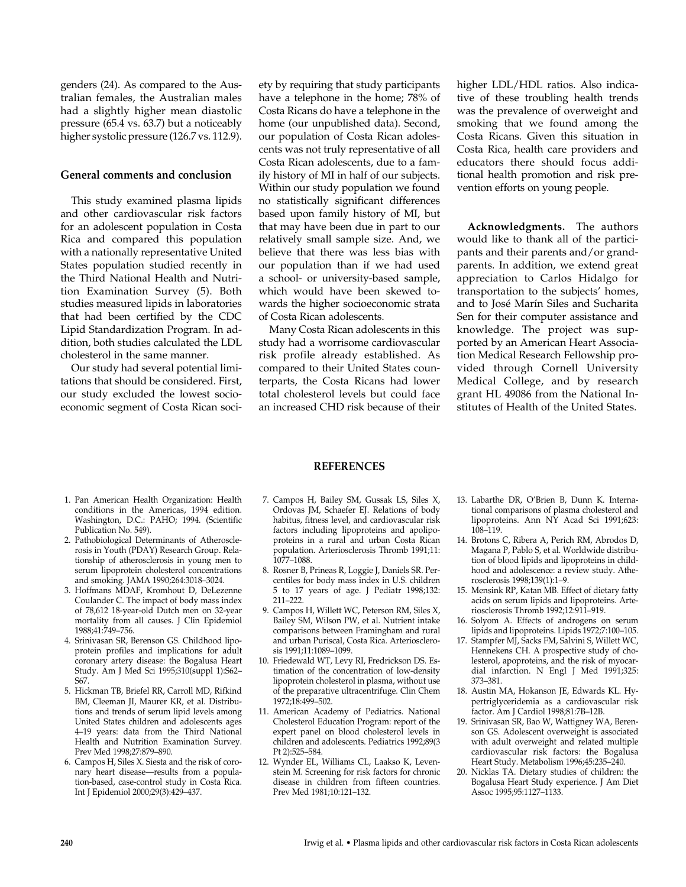genders (24). As compared to the Australian females, the Australian males had a slightly higher mean diastolic pressure (65.4 vs. 63.7) but a noticeably higher systolic pressure (126.7 vs. 112.9).

## General comments and conclusion

This study examined plasma lipids and other cardiovascular risk factors for an adolescent population in Costa Rica and compared this population with a nationally representative United States population studied recently in the Third National Health and Nutrition Examination Survey (5). Both studies measured lipids in laboratories that had been certified by the CDC Lipid Standardization Program. In addition, both studies calculated the LDL cholesterol in the same manner.

Our study had several potential limitations that should be considered. First, our study excluded the lowest socioeconomic segment of Costa Rican society by requiring that study participants have a telephone in the home; 78% of Costa Ricans do have a telephone in the home (our unpublished data). Second, our population of Costa Rican adolescents was not truly representative of all Costa Rican adolescents, due to a family history of MI in half of our subjects. Within our study population we found no statistically significant differences based upon family history of MI, but that may have been due in part to our relatively small sample size. And, we believe that there was less bias with our population than if we had used a school- or university-based sample, which would have been skewed towards the higher socioeconomic strata of Costa Rican adolescents.

Many Costa Rican adolescents in this study had a worrisome cardiovascular risk profile already established. As compared to their United States counterparts, the Costa Ricans had lower total cholesterol levels but could face an increased CHD risk because of their higher LDL/HDL ratios. Also indicative of these troubling health trends was the prevalence of overweight and smoking that we found among the Costa Ricans. Given this situation in Costa Rica, health care providers and educators there should focus additional health promotion and risk prevention efforts on young people.

**Acknowledgments.** The authors would like to thank all of the participants and their parents and/or grandparents. In addition, we extend great appreciation to Carlos Hidalgo for transportation to the subjects' homes, and to José Marín Siles and Sucharita Sen for their computer assistance and knowledge. The project was supported by an American Heart Association Medical Research Fellowship provided through Cornell University Medical College, and by research grant HL 49086 from the National Institutes of Health of the United States.

## REFERENCES

1. Pan American Health Organization: Health conditions in the Americas, 1994 edition. Washington, D.C.: PAHO; 1994. (Scientific Publication No. 549).
2. Pathobiological Determinants of Atherosclerosis in Youth (PDAY) Research Group. Relationship of atherosclerosis in young men to serum lipoprotein cholesterol concentrations and smoking. JAMA 1990;264:3018–3024.
3. Hoffmans MDAF, Kromhout D, DeLezenne Coulander C. The impact of body mass index of 78,612 18-year-old Dutch men on 32-year mortality from all causes. J Clin Epidemiol 1988;41:749–756.
4. Srinivasan SR, Berenson GS. Childhood lipoprotein profiles and implications for adult coronary artery disease: the Bogalusa Heart Study. Am J Med Sci 1995;310(suppl 1):S62–S67.
5. Hickman TB, Briefel RR, Carroll MD, Rifkind BM, Cleeman JI, Maurer KR, et al. Distributions and trends of serum lipid levels among United States children and adolescents ages 4–19 years: data from the Third National Health and Nutrition Examination Survey. Prev Med 1998;27:879–890.
6. Campos H, Siles X. Siesta and the risk of coronary heart disease—results from a population-based, case-control study in Costa Rica. Int J Epidemiol 2000;29(3):429–437.
7. Campos H, Bailey SM, Gussak LS, Siles X, Ordovas JM, Schaefer EJ. Relations of body habitus, fitness level, and cardiovascular risk factors including lipoproteins and apolipoproteins in a rural and urban Costa Rican population. Arteriosclerosis Thromb 1991;11: 1077–1088.
8. Rosner B, Prineas R, Loggie J, Daniels SR. Percentiles for body mass index in U.S. children 5 to 17 years of age. J Pediatr 1998;132: 211–222.
9. Campos H, Willett WC, Peterson RM, Siles X, Bailey SM, Wilson PW, et al. Nutrient intake comparisons between Framingham and rural and urban Puriscal, Costa Rica. Arteriosclerosis 1991;11:1089–1099.
10. Friedewald WT, Levy RI, Fredrickson DS. Estimation of the concentration of low-density lipoprotein cholesterol in plasma, without use of the preparative ultracentrifuge. Clin Chem 1972;18:499–502.
11. American Academy of Pediatrics. National Cholesterol Education Program: report of the expert panel on blood cholesterol levels in children and adolescents. Pediatrics 1992;89(3 Pt 2):525–584.
12. Wynder EL, Williams CL, Laakso K, Levenstein M. Screening for risk factors for chronic disease in children from fifteen countries. Prev Med 1981;10:121–132.
13. Labarthe DR, O'Brien B, Dunn K. International comparisons of plasma cholesterol and lipoproteins. Ann NY Acad Sci 1991;623: 108–119.
14. Brotons C, Ribera A, Perich RM, Abrodos D, Magana P, Pablo S, et al. Worldwide distribution of blood lipids and lipoproteins in childhood and adolescence: a review study. Atherosclerosis 1998;139(1):1–9.
15. Mensink RP, Katan MB. Effect of dietary fatty acids on serum lipids and lipoproteins. Arteriosclerosis Thromb 1992;12:911–919.
16. Solyom A. Effects of androgens on serum lipids and lipoproteins. Lipids 1972;7:100–105.
17. Stampfer MJ, Sacks FM, Salvini S, Willett WC, Hennekens CH. A prospective study of cholesterol, apoproteins, and the risk of myocardial infarction. N Engl J Med 1991;325: 373–381.
18. Austin MA, Hokanson JE, Edwards KL. Hypertriglyceridemia as a cardiovascular risk factor. Am J Cardiol 1998;81:7B–12B.
19. Srinivasan SR, Bao W, Wattigney WA, Berenson GS. Adolescent overweight is associated with adult overweight and related multiple cardiovascular risk factors: the Bogalusa Heart Study. Metabolism 1996;45:235–240.
20. Nicklas TA. Dietary studies of children: the Bogalusa Heart Study experience. J Am Diet Assoc 1995;95:1127–1133.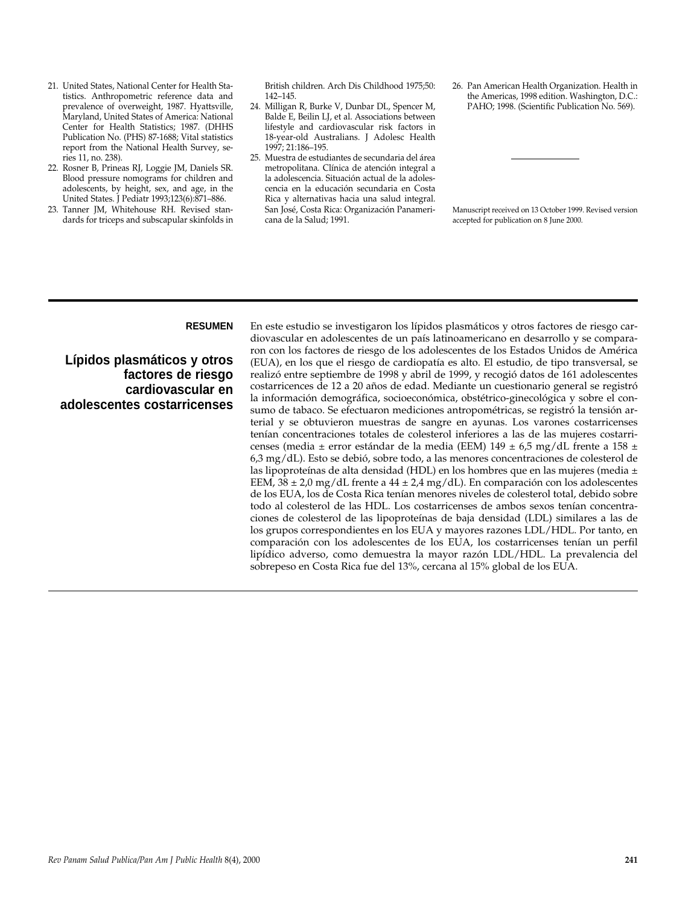21. United States, National Center for Health Statistics. Anthropometric reference data and prevalence of overweight, 1987. Hyattsville, Maryland, United States of America: National Center for Health Statistics; 1987. (DHHS Publication No. (PHS) 87-1688; Vital statistics report from the National Health Survey, series 11, no. 238).
22. Rosner B, Prineas RJ, Loggie JM, Daniels SR. Blood pressure nomograms for children and adolescents, by height, sex, and age, in the United States. J Pediatr 1993;123(6):871–886.
23. Tanner JM, Whitehouse RH. Revised standards for triceps and subscapular skinfolds in British children. Arch Dis Childhood 1975;50: 142–145.
24. Milligan R, Burke V, Dunbar DL, Spencer M, Balde E, Beilin LJ, et al. Associations between lifestyle and cardiovascular risk factors in 18-year-old Australians. J Adolesc Health 1997; 21:186–195.
25. Muestra de estudiantes de secundaria del área metropolitana. Clínica de atención integral a la adolescencia. Situación actual de la adolescencia en la educación secundaria en Costa Rica y alternativas hacia una salud integral. San José, Costa Rica: Organización Panamericana de la Salud; 1991.
26. Pan American Health Organization. Health in the Americas, 1998 edition. Washington, D.C.: PAHO; 1998. (Scientific Publication No. 569).

Manuscript received on 13 October 1999. Revised version accepted for publication on 8 June 2000.

---

**RESUMEN**

## Lípidos plasmáticos y otros factores de riesgo cardiovascular en adolescentes costarricenses

En este estudio se investigaron los lípidos plasmáticos y otros factores de riesgo cardiovascular en adolescentes de un país latinoamericano en desarrollo y se compararon con los factores de riesgo de los adolescentes de los Estados Unidos de América (EUA), en los que el riesgo de cardiopatía es alto. El estudio, de tipo transversal, se realizó entre septiembre de 1998 y abril de 1999, y recogió datos de 161 adolescentes costarricences de 12 a 20 años de edad. Mediante un cuestionario general se registró la información demográfica, socioeconómica, obstétrico-ginecológica y sobre el consumo de tabaco. Se efectuaron mediciones antropométricas, se registró la tensión arterial y se obtuvieron muestras de sangre en ayunas. Los varones costarricenses tenían concentraciones totales de colesterol inferiores a las de las mujeres costarricenses (media ± error estándar de la media (EEM) 149 ± 6,5 mg/dL frente a 158 ± 6,3 mg/dL). Esto se debió, sobre todo, a las menores concentraciones de colesterol de las lipoproteínas de alta densidad (HDL) en los hombres que en las mujeres (media ± EEM, 38 ± 2,0 mg/dL frente a 44 ± 2,4 mg/dL). En comparación con los adolescentes de los EUA, los de Costa Rica tenían menores niveles de colesterol total, debido sobre todo al colesterol de las HDL. Los costarricenses de ambos sexos tenían concentraciones de colesterol de las lipoproteínas de baja densidad (LDL) similares a las de los grupos correspondientes en los EUA y mayores razones LDL/HDL. Por tanto, en comparación con los adolescentes de los EUA, los costarricenses tenían un perfil lipídico adverso, como demuestra la mayor razón LDL/HDL. La prevalencia del sobrepeso en Costa Rica fue del 13%, cercana al 15% global de los EUA.